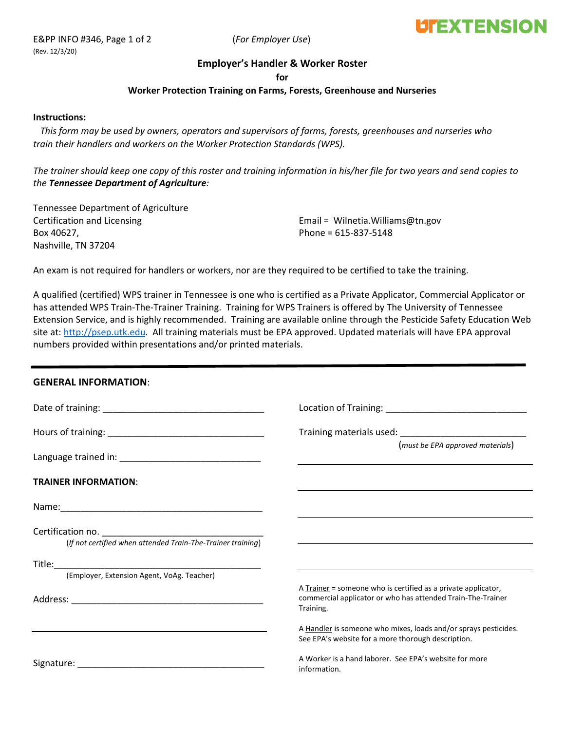E&PP INFO #346 (*For Employer Use*)

(Rev. 12/3/20)

UTEXTENSION

## Employer's Handler & Worker Roster

**for**

### Worker Protection Training on Farms, Forests, Greenhouse and Nurseries

**Instructions:**

*This form may be used by owners, operators and supervisors of farms, forests, greenhouses and nurseries who train their handlers and workers on the Worker Protection Standards (WPS).*

*The trainer should keep one copy of this roster and training information in his/her file for two years and send copies to the* ***Tennessee Department of Agriculture****:*

Tennessee Department of Agriculture
Certification and Licensing
Box 40627,
Nashville, TN 37204

Email = Wilnetia.Williams@tn.gov
Phone = 615-837-5148

An exam is not required for handlers or workers, nor are they required to be certified to take the training.

A qualified (certified) WPS trainer in Tennessee is one who is certified as a Private Applicator, Commercial Applicator or has attended WPS Train-The-Trainer Training. Training for WPS Trainers is offered by The University of Tennessee Extension Service, and is highly recommended. Training are available online through the Pesticide Safety Education Web site at: http://psep.utk.edu. All training materials must be EPA approved. Updated materials will have EPA approval numbers provided within presentations and/or printed materials.

---

**GENERAL INFORMATION**:

Date of training: ________________________________

Hours of training: ________________________________

Language trained in: ____________________________

Location of Training: ____________________________

Training materials used: _________________________
(*must be EPA approved materials*)

______________________________________________

______________________________________________

______________________________________________

______________________________________________

______________________________________________

**TRAINER INFORMATION**:

Name:_________________________________________

Certification no. ________________________________
(*If not certified when attended Train-The-Trainer training*)

Title:__________________________________________
(Employer, Extension Agent, VoAg. Teacher)

Address: ______________________________________

______________________________________________

Signature: ______________________________________

A Trainer = someone who is certified as a private applicator, commercial applicator or who has attended Train-The-Trainer Training.

A Handler is someone who mixes, loads and/or sprays pesticides. See EPA's website for a more thorough description.

A Worker is a hand laborer. See EPA's website for more information.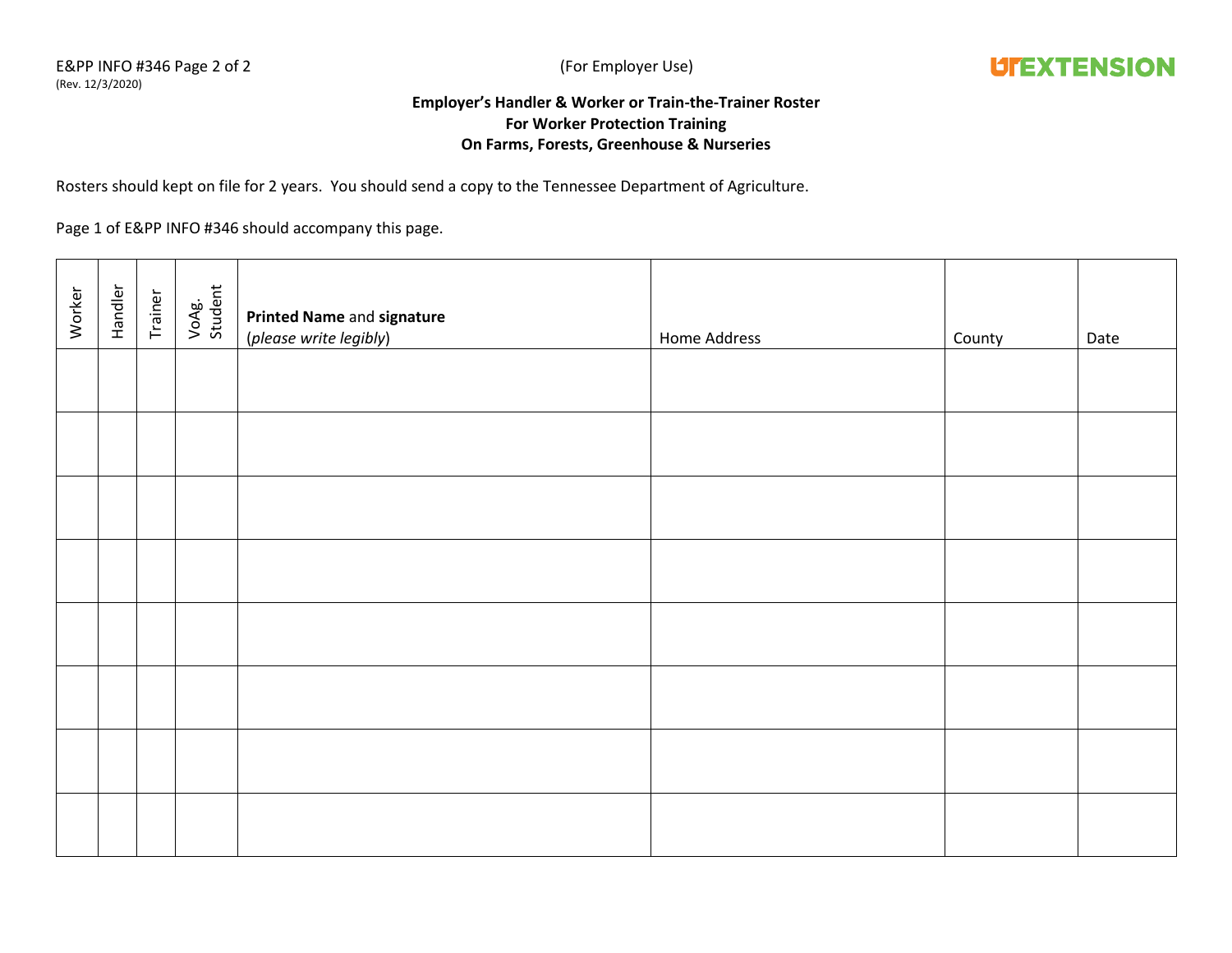E&PP INFO #346 Page 2 of 2
(Rev. 12/3/2020)

(For Employer Use)

UTEXTENSION

**Employer's Handler & Worker or Train-the-Trainer Roster**
**For Worker Protection Training**
**On Farms, Forests, Greenhouse & Nurseries**

Rosters should kept on file for 2 years. You should send a copy to the Tennessee Department of Agriculture.

Page 1 of E&PP INFO #346 should accompany this page.

| Worker | Handler | Trainer | VoAg. Student | **Printed Name** and **signature** (*please write legibly*) | Home Address | County | Date |
|---|---|---|---|---|---|---|---|
| | | | | | | | |
| | | | | | | | |
| | | | | | | | |
| | | | | | | | |
| | | | | | | | |
| | | | | | | | |
| | | | | | | | |
| | | | | | | | |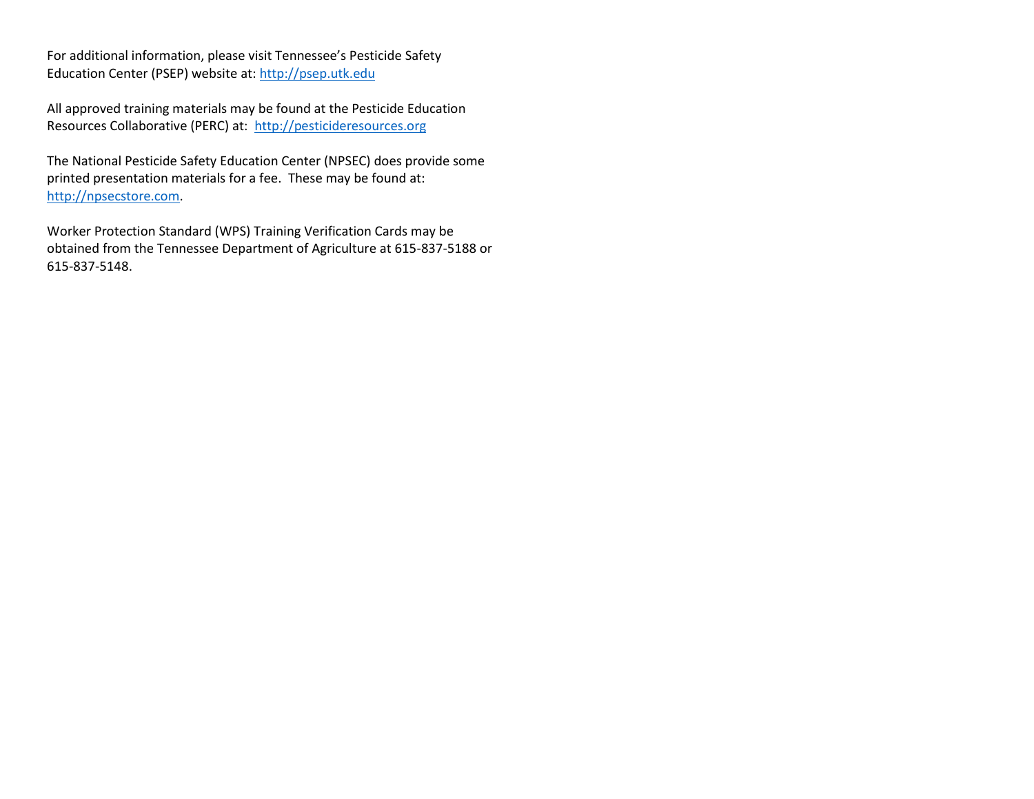For additional information, please visit Tennessee's Pesticide Safety Education Center (PSEP) website at: [http://psep.utk.edu](http://psep.utk.edu)

All approved training materials may be found at the Pesticide Education Resources Collaborative (PERC) at: [http://pesticideresources.org](http://pesticideresources.org)

The National Pesticide Safety Education Center (NPSEC) does provide some printed presentation materials for a fee. These may be found at: [http://npsecstore.com](http://npsecstore.com).

Worker Protection Standard (WPS) Training Verification Cards may be obtained from the Tennessee Department of Agriculture at 615-837-5188 or 615-837-5148.